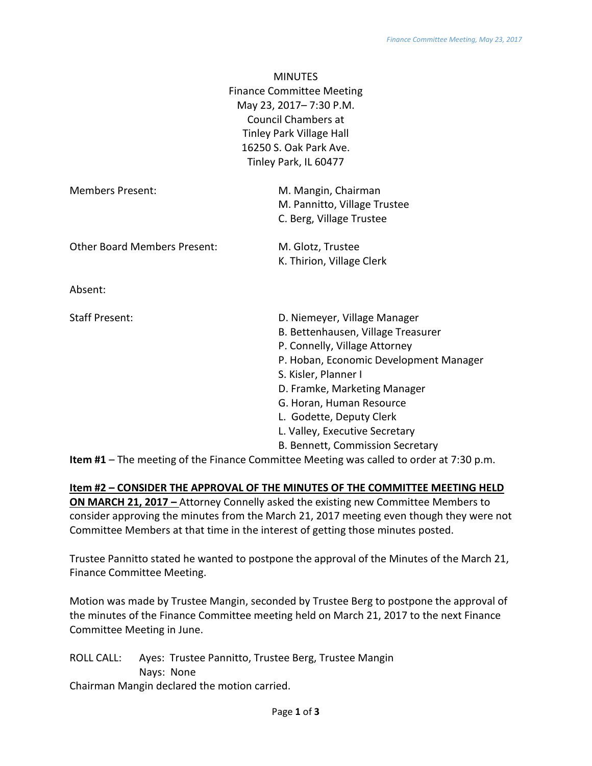MINUTES
Finance Committee Meeting
May 23, 2017– 7:30 P.M.
Council Chambers at
Tinley Park Village Hall
16250 S. Oak Park Ave.
Tinley Park, IL 60477

| | |
|---|---|
| Members Present: | M. Mangin, Chairman<br>M. Pannitto, Village Trustee<br>C. Berg, Village Trustee |
| Other Board Members Present: | M. Glotz, Trustee<br>K. Thirion, Village Clerk |
| Absent: | |
| Staff Present: | D. Niemeyer, Village Manager<br>B. Bettenhausen, Village Treasurer<br>P. Connelly, Village Attorney<br>P. Hoban, Economic Development Manager<br>S. Kisler, Planner I<br>D. Framke, Marketing Manager<br>G. Horan, Human Resource<br>L. Godette, Deputy Clerk<br>L. Valley, Executive Secretary<br>B. Bennett, Commission Secretary |

**Item #1** – The meeting of the Finance Committee Meeting was called to order at 7:30 p.m.

**Item #2 – CONSIDER THE APPROVAL OF THE MINUTES OF THE COMMITTEE MEETING HELD ON MARCH 21, 2017 –** Attorney Connelly asked the existing new Committee Members to consider approving the minutes from the March 21, 2017 meeting even though they were not Committee Members at that time in the interest of getting those minutes posted.

Trustee Pannitto stated he wanted to postpone the approval of the Minutes of the March 21, Finance Committee Meeting.

Motion was made by Trustee Mangin, seconded by Trustee Berg to postpone the approval of the minutes of the Finance Committee meeting held on March 21, 2017 to the next Finance Committee Meeting in June.

ROLL CALL: Ayes: Trustee Pannitto, Trustee Berg, Trustee Mangin
Nays: None

Chairman Mangin declared the motion carried.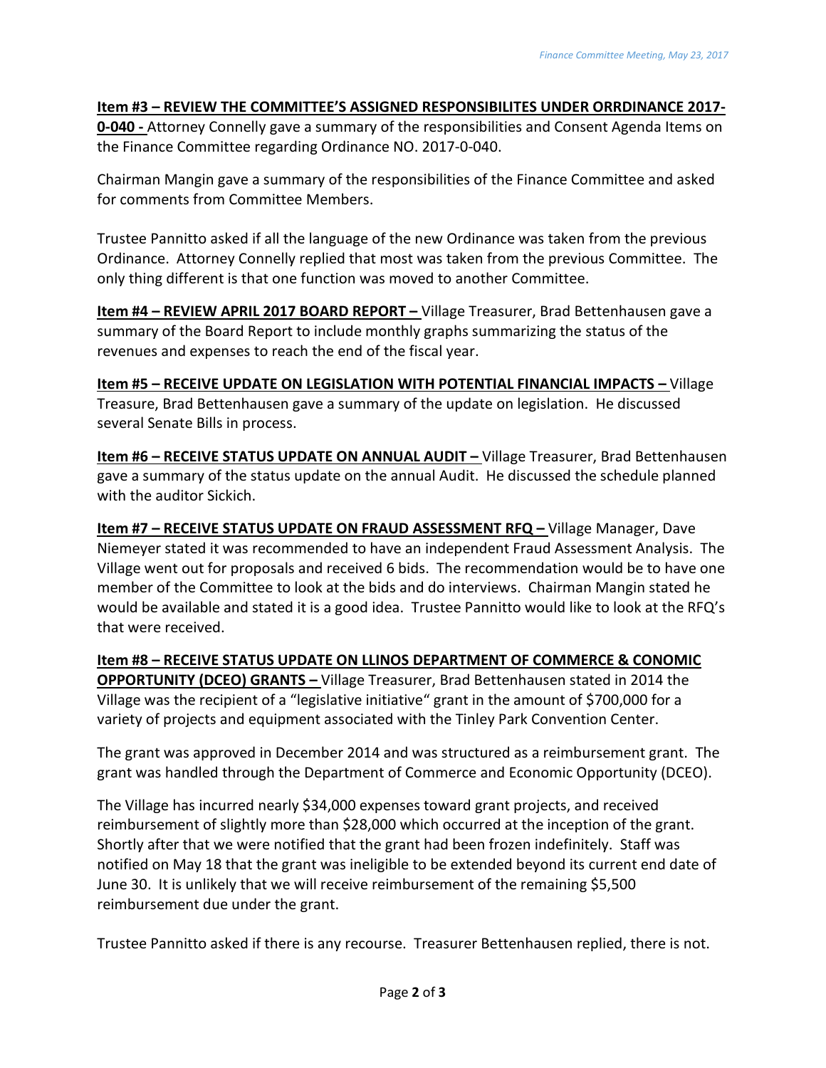**Item #3 – REVIEW THE COMMITTEE'S ASSIGNED RESPONSIBILITES UNDER ORRDINANCE 2017-0-040 -** Attorney Connelly gave a summary of the responsibilities and Consent Agenda Items on the Finance Committee regarding Ordinance NO. 2017-0-040.

Chairman Mangin gave a summary of the responsibilities of the Finance Committee and asked for comments from Committee Members.

Trustee Pannitto asked if all the language of the new Ordinance was taken from the previous Ordinance. Attorney Connelly replied that most was taken from the previous Committee. The only thing different is that one function was moved to another Committee.

**Item #4 – REVIEW APRIL 2017 BOARD REPORT –** Village Treasurer, Brad Bettenhausen gave a summary of the Board Report to include monthly graphs summarizing the status of the revenues and expenses to reach the end of the fiscal year.

**Item #5 – RECEIVE UPDATE ON LEGISLATION WITH POTENTIAL FINANCIAL IMPACTS –** Village Treasure, Brad Bettenhausen gave a summary of the update on legislation. He discussed several Senate Bills in process.

**Item #6 – RECEIVE STATUS UPDATE ON ANNUAL AUDIT –** Village Treasurer, Brad Bettenhausen gave a summary of the status update on the annual Audit. He discussed the schedule planned with the auditor Sickich.

**Item #7 – RECEIVE STATUS UPDATE ON FRAUD ASSESSMENT RFQ –** Village Manager, Dave Niemeyer stated it was recommended to have an independent Fraud Assessment Analysis. The Village went out for proposals and received 6 bids. The recommendation would be to have one member of the Committee to look at the bids and do interviews. Chairman Mangin stated he would be available and stated it is a good idea. Trustee Pannitto would like to look at the RFQ's that were received.

**Item #8 – RECEIVE STATUS UPDATE ON LLINOS DEPARTMENT OF COMMERCE & CONOMIC OPPORTUNITY (DCEO) GRANTS –** Village Treasurer, Brad Bettenhausen stated in 2014 the Village was the recipient of a "legislative initiative" grant in the amount of $700,000 for a variety of projects and equipment associated with the Tinley Park Convention Center.

The grant was approved in December 2014 and was structured as a reimbursement grant. The grant was handled through the Department of Commerce and Economic Opportunity (DCEO).

The Village has incurred nearly $34,000 expenses toward grant projects, and received reimbursement of slightly more than $28,000 which occurred at the inception of the grant. Shortly after that we were notified that the grant had been frozen indefinitely. Staff was notified on May 18 that the grant was ineligible to be extended beyond its current end date of June 30. It is unlikely that we will receive reimbursement of the remaining $5,500 reimbursement due under the grant.

Trustee Pannitto asked if there is any recourse. Treasurer Bettenhausen replied, there is not.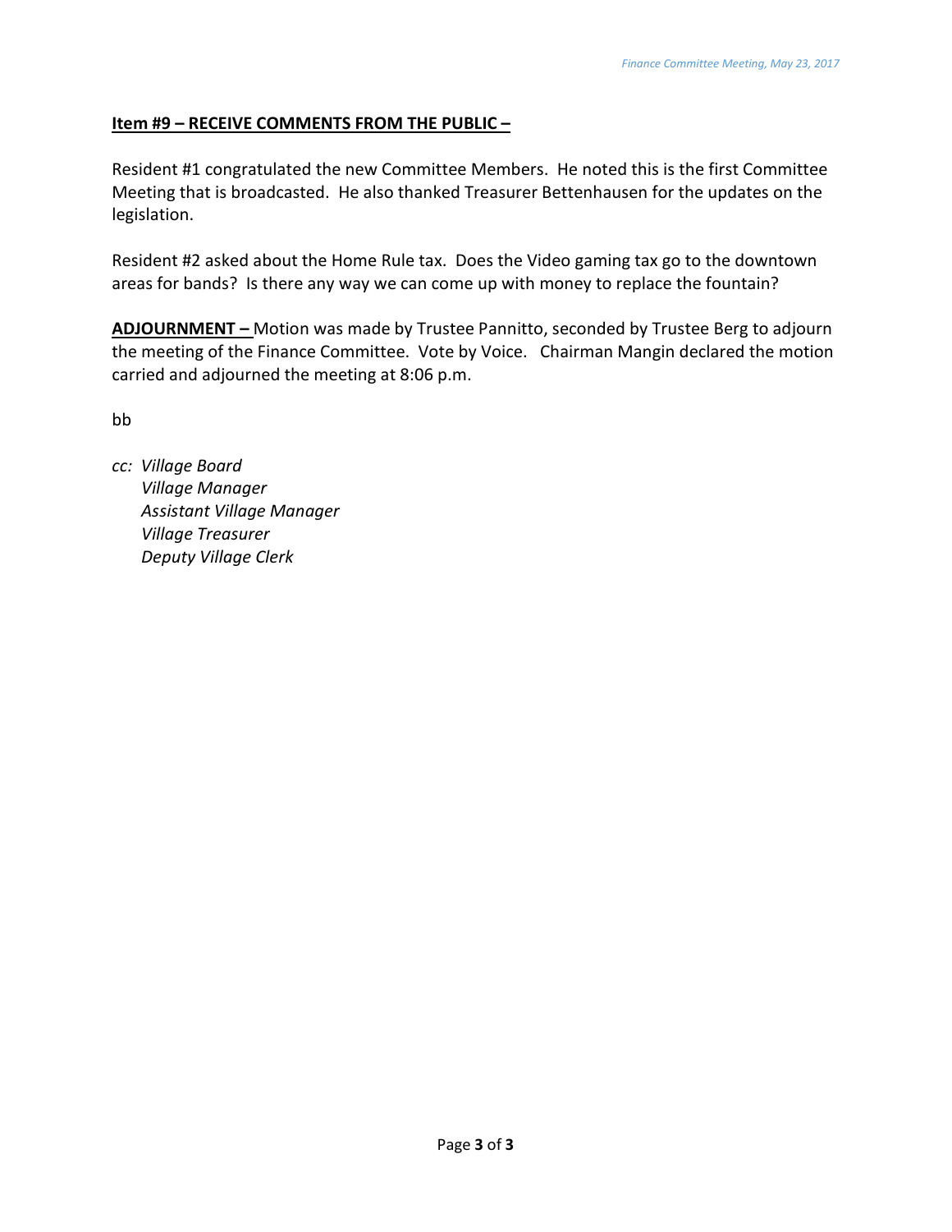**Item #9 – RECEIVE COMMENTS FROM THE PUBLIC –**

Resident #1 congratulated the new Committee Members. He noted this is the first Committee Meeting that is broadcasted. He also thanked Treasurer Bettenhausen for the updates on the legislation.

Resident #2 asked about the Home Rule tax. Does the Video gaming tax go to the downtown areas for bands? Is there any way we can come up with money to replace the fountain?

**ADJOURNMENT –** Motion was made by Trustee Pannitto, seconded by Trustee Berg to adjourn the meeting of the Finance Committee. Vote by Voice. Chairman Mangin declared the motion carried and adjourned the meeting at 8:06 p.m.

bb

*cc: Village Board*
*Village Manager*
*Assistant Village Manager*
*Village Treasurer*
*Deputy Village Clerk*